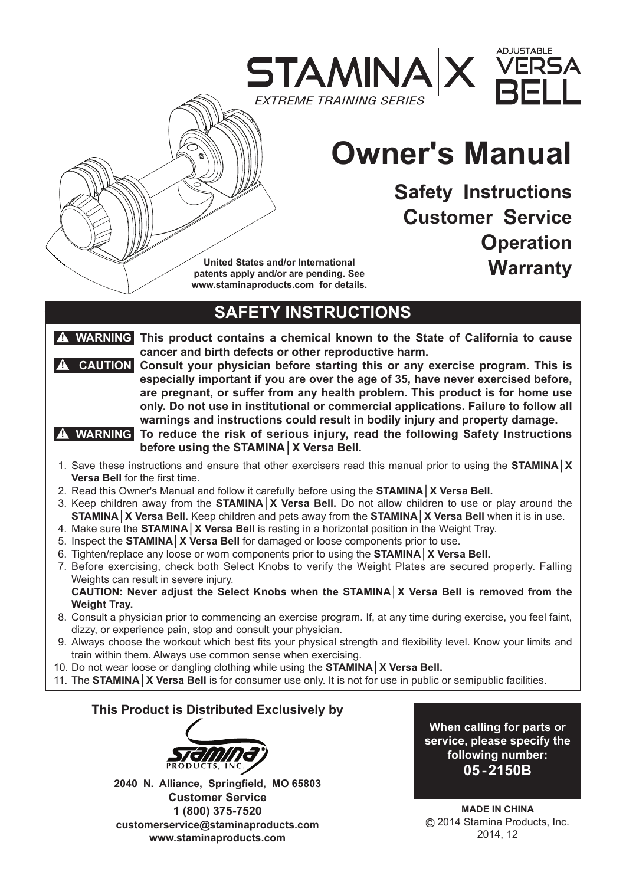# STAMINA | X

*EXTREME TRAINING SERIES*

ADJUSTABLE VERSA BELL

# Owner's Manual

**Safety Instructions**
**Customer Service**
**Operation**
**Warranty**

**United States and/or International patents apply and/or are pending. See www.staminaproducts.com for details.**

## SAFETY INSTRUCTIONS

**⚠ WARNING** **This product contains a chemical known to the State of California to cause cancer and birth defects or other reproductive harm.**

**⚠ CAUTION** **Consult your physician before starting this or any exercise program. This is especially important if you are over the age of 35, have never exercised before, are pregnant, or suffer from any health problem. This product is for home use only. Do not use in institutional or commercial applications. Failure to follow all warnings and instructions could result in bodily injury and property damage.**

**⚠ WARNING** **To reduce the risk of serious injury, read the following Safety Instructions before using the STAMINA│X Versa Bell.**

1. Save these instructions and ensure that other exercisers read this manual prior to using the **STAMINA│X Versa Bell** for the first time.
2. Read this Owner's Manual and follow it carefully before using the **STAMINA│X Versa Bell.**
3. Keep children away from the **STAMINA│X Versa Bell.** Do not allow children to use or play around the **STAMINA│X Versa Bell.** Keep children and pets away from the **STAMINA│X Versa Bell** when it is in use.
4. Make sure the **STAMINA│X Versa Bell** is resting in a horizontal position in the Weight Tray.
5. Inspect the **STAMINA│X Versa Bell** for damaged or loose components prior to use.
6. Tighten/replace any loose or worn components prior to using the **STAMINA│X Versa Bell.**
7. Before exercising, check both Select Knobs to verify the Weight Plates are secured properly. Falling Weights can result in severe injury.
   **CAUTION: Never adjust the Select Knobs when the STAMINA│X Versa Bell is removed from the Weight Tray.**
8. Consult a physician prior to commencing an exercise program. If, at any time during exercise, you feel faint, dizzy, or experience pain, stop and consult your physician.
9. Always choose the workout which best fits your physical strength and flexibility level. Know your limits and train within them. Always use common sense when exercising.
10. Do not wear loose or dangling clothing while using the **STAMINA│X Versa Bell.**
11. The **STAMINA│X Versa Bell** is for consumer use only. It is not for use in public or semipublic facilities.

**This Product is Distributed Exclusively by**

STAMINA® PRODUCTS, INC.

**2040 N. Alliance, Springfield, MO 65803**
**Customer Service**
**1 (800) 375-7520**
**customerservice@staminaproducts.com**
**www.staminaproducts.com**

**When calling for parts or service, please specify the following number:**
**05-2150B**

**MADE IN CHINA**
© 2014 Stamina Products, Inc.
2014, 12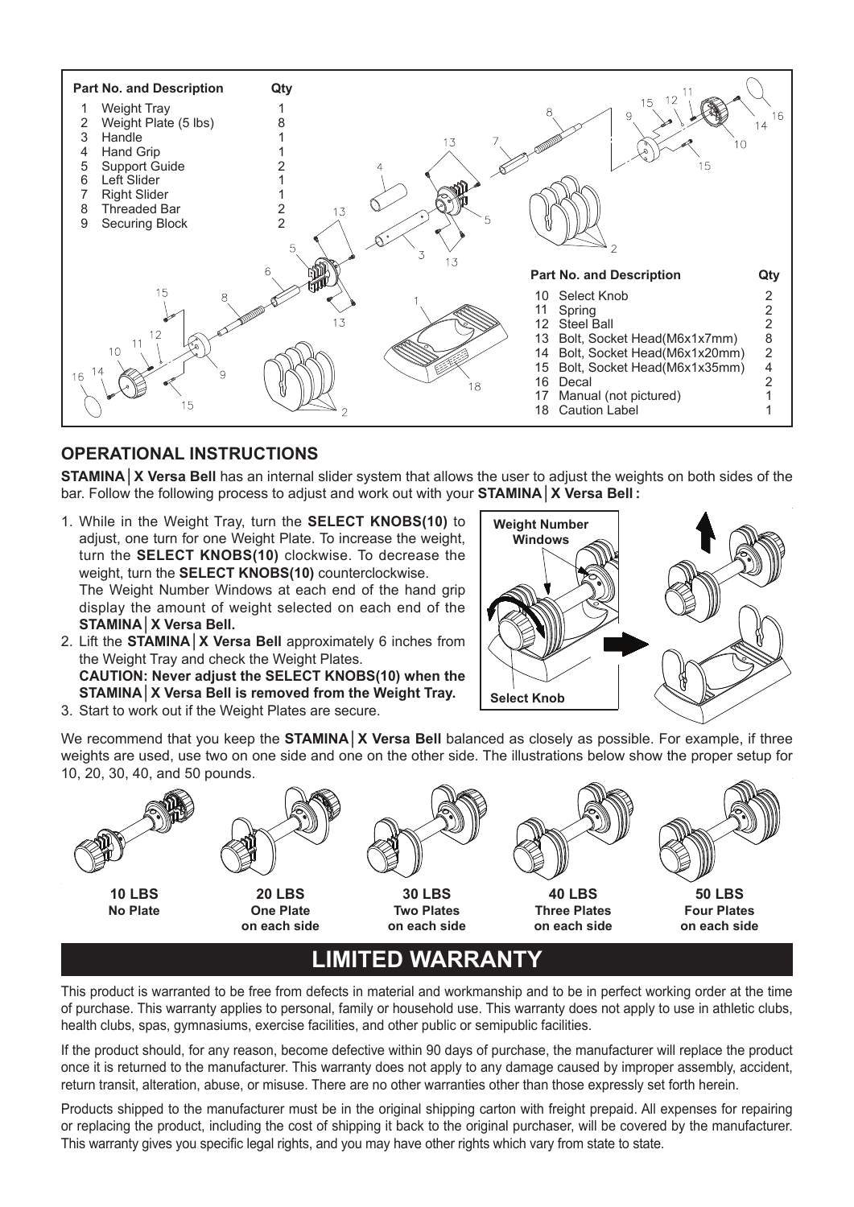| Part No. and Description | | Qty |
|---|---|---|
| 1 | Weight Tray | 1 |
| 2 | Weight Plate (5 lbs) | 8 |
| 3 | Handle | 1 |
| 4 | Hand Grip | 1 |
| 5 | Support Guide | 2 |
| 6 | Left Slider | 1 |
| 7 | Right Slider | 1 |
| 8 | Threaded Bar | 2 |
| 9 | Securing Block | 2 |

| Part No. and Description | | Qty |
|---|---|---|
| 10 | Select Knob | 2 |
| 11 | Spring | 2 |
| 12 | Steel Ball | 2 |
| 13 | Bolt, Socket Head(M6x1x7mm) | 8 |
| 14 | Bolt, Socket Head(M6x1x20mm) | 2 |
| 15 | Bolt, Socket Head(M6x1x35mm) | 4 |
| 16 | Decal | 2 |
| 17 | Manual (not pictured) | 1 |
| 18 | Caution Label | 1 |

## OPERATIONAL INSTRUCTIONS

**STAMINA│X Versa Bell** has an internal slider system that allows the user to adjust the weights on both sides of the bar. Follow the following process to adjust and work out with your **STAMINA│X Versa Bell :**

1. While in the Weight Tray, turn the **SELECT KNOBS(10)** to adjust, one turn for one Weight Plate. To increase the weight, turn the **SELECT KNOBS(10)** clockwise. To decrease the weight, turn the **SELECT KNOBS(10)** counterclockwise.
   The Weight Number Windows at each end of the hand grip display the amount of weight selected on each end of the **STAMINA│X Versa Bell.**
2. Lift the **STAMINA│X Versa Bell** approximately 6 inches from the Weight Tray and check the Weight Plates.
   **CAUTION: Never adjust the SELECT KNOBS(10) when the STAMINA│X Versa Bell is removed from the Weight Tray.**
3. Start to work out if the Weight Plates are secure.

Weight Number Windows

Select Knob

We recommend that you keep the **STAMINA│X Versa Bell** balanced as closely as possible. For example, if three weights are used, use two on one side and one on the other side. The illustrations below show the proper setup for 10, 20, 30, 40, and 50 pounds.

**10 LBS**
**No Plate**

**20 LBS**
**One Plate on each side**

**30 LBS**
**Two Plates on each side**

**40 LBS**
**Three Plates on each side**

**50 LBS**
**Four Plates on each side**

## LIMITED WARRANTY

This product is warranted to be free from defects in material and workmanship and to be in perfect working order at the time of purchase. This warranty applies to personal, family or household use. This warranty does not apply to use in athletic clubs, health clubs, spas, gymnasiums, exercise facilities, and other public or semipublic facilities.

If the product should, for any reason, become defective within 90 days of purchase, the manufacturer will replace the product once it is returned to the manufacturer. This warranty does not apply to any damage caused by improper assembly, accident, return transit, alteration, abuse, or misuse. There are no other warranties other than those expressly set forth herein.

Products shipped to the manufacturer must be in the original shipping carton with freight prepaid. All expenses for repairing or replacing the product, including the cost of shipping it back to the original purchaser, will be covered by the manufacturer. This warranty gives you specific legal rights, and you may have other rights which vary from state to state.